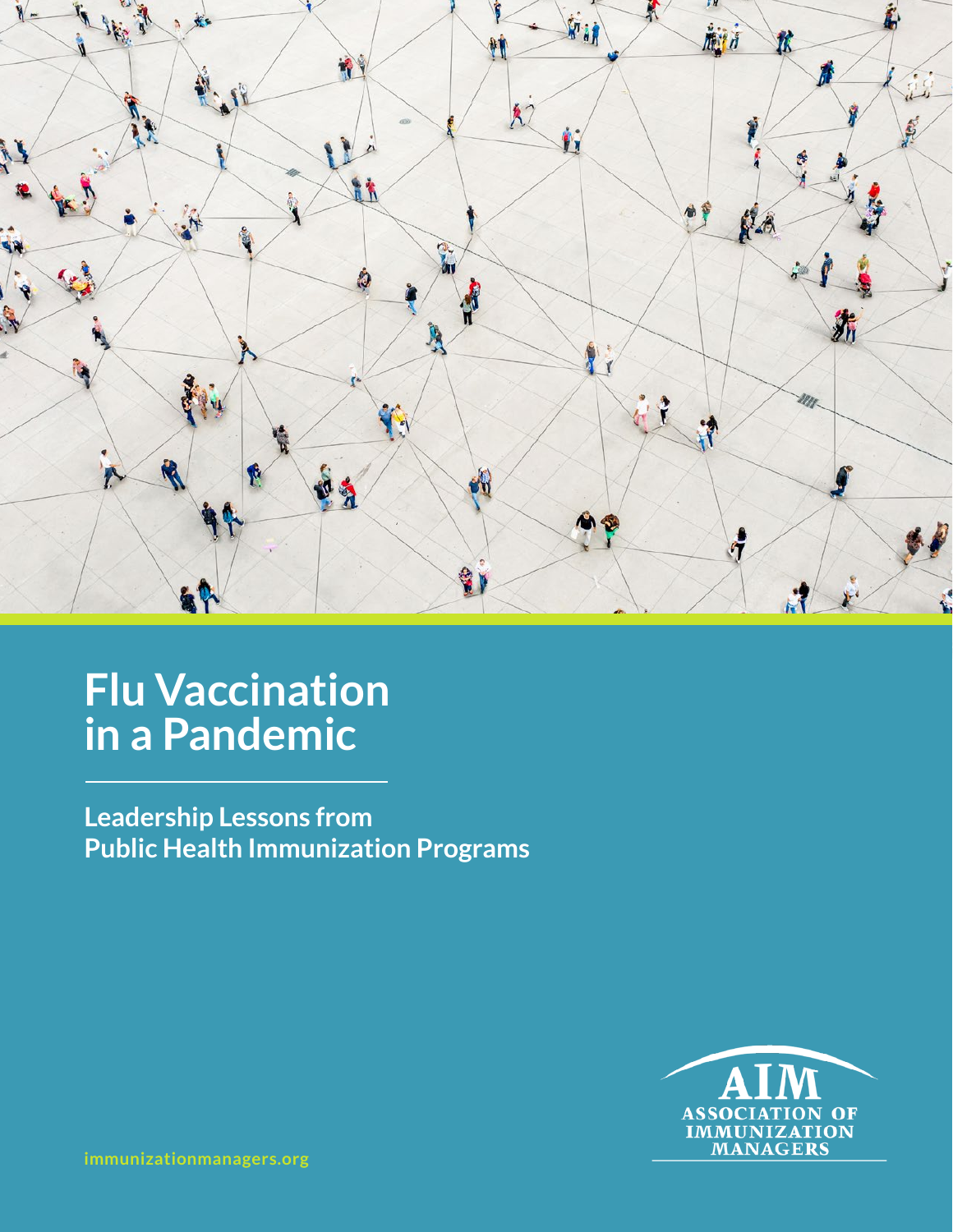# Flu Vaccination in a Pandemic

## Leadership Lessons from Public Health Immunization Programs

AIM
ASSOCIATION OF IMMUNIZATION MANAGERS

immunizationmanagers.org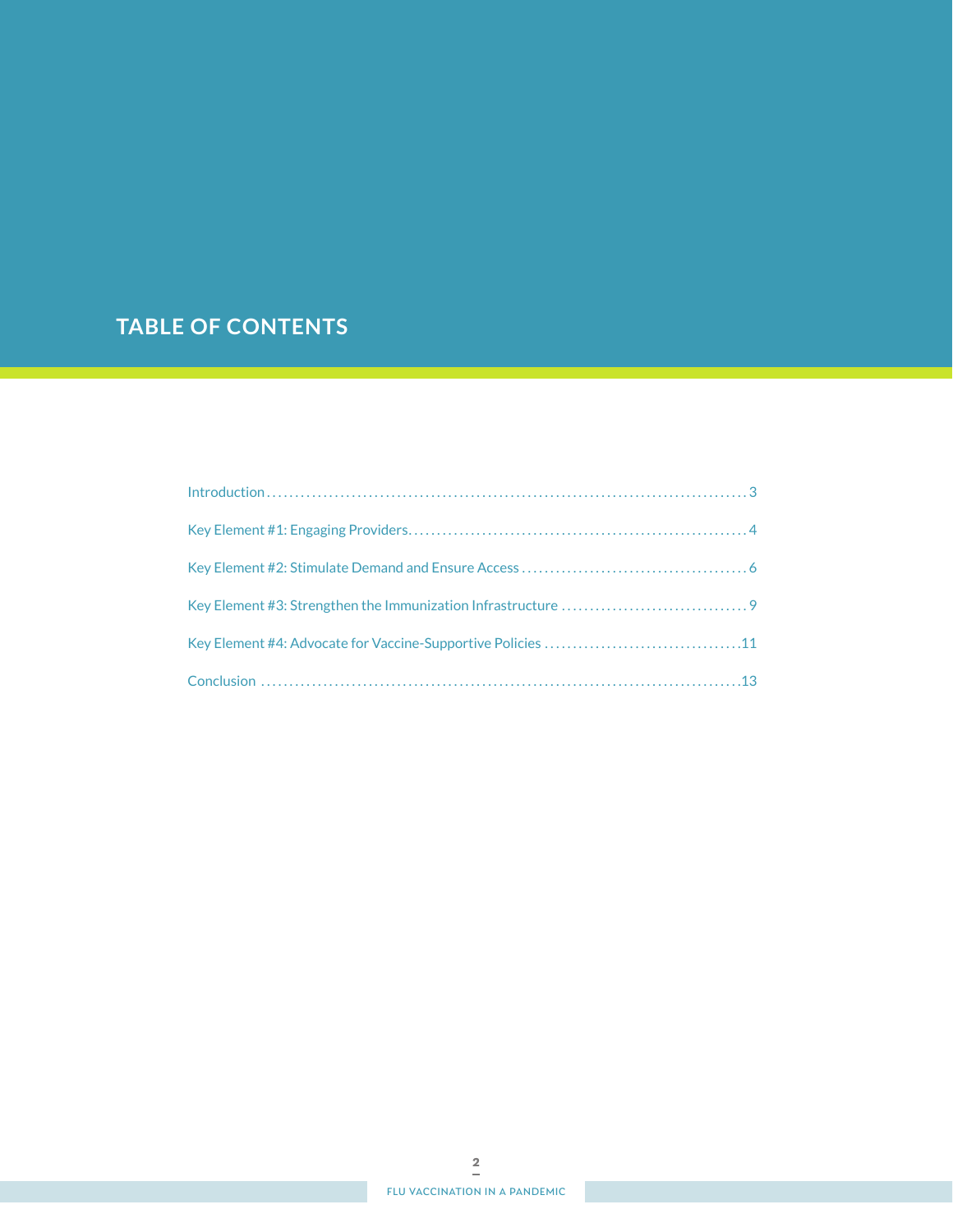# TABLE OF CONTENTS

Introduction ........................................................................................ 3

Key Element #1: Engaging Providers........................................................... 4

Key Element #2: Stimulate Demand and Ensure Access ........................................ 6

Key Element #3: Strengthen the Immunization Infrastructure ................................ 9

Key Element #4: Advocate for Vaccine-Supportive Policies ..................................11

Conclusion .......................................................................................13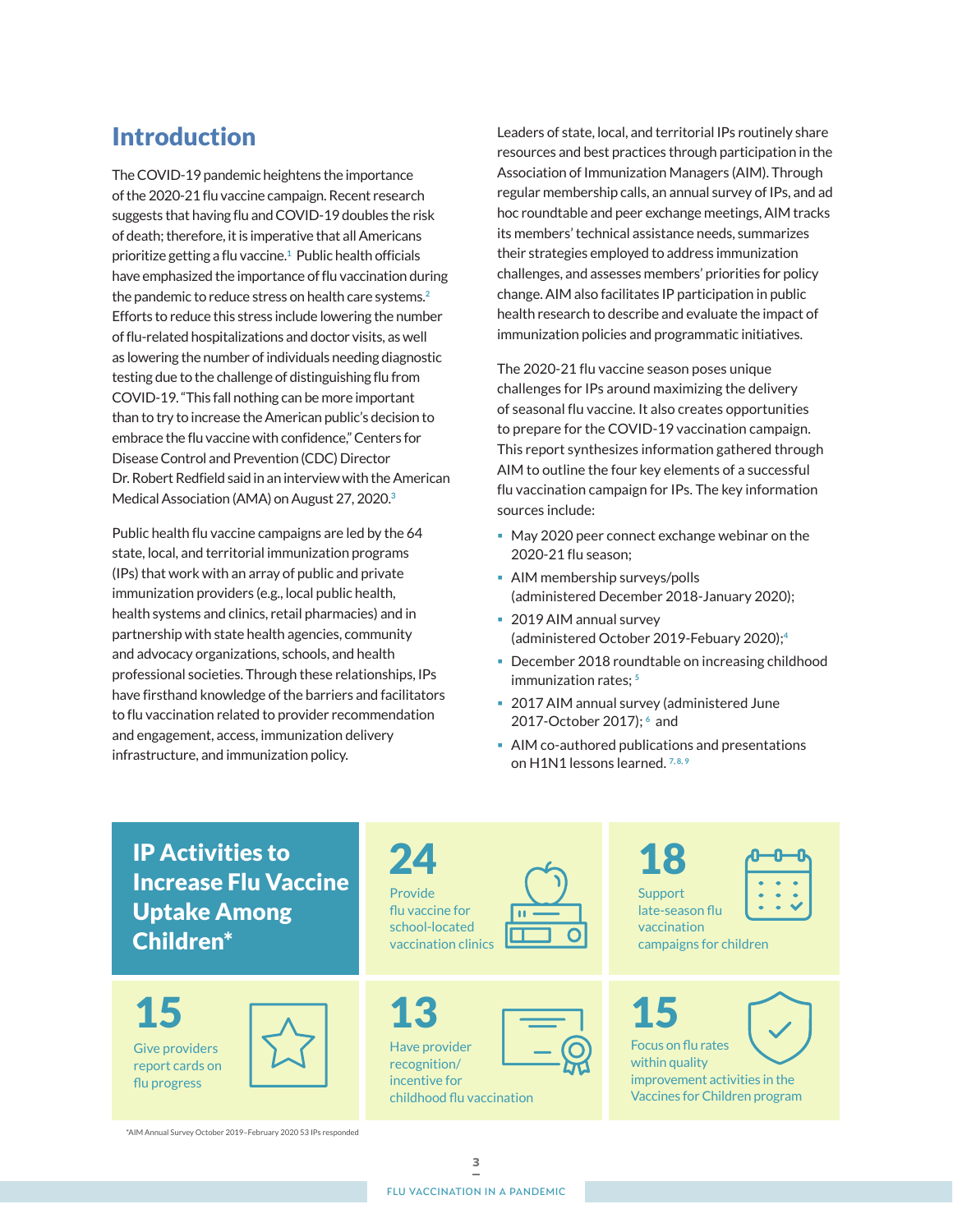# Introduction

The COVID-19 pandemic heightens the importance of the 2020-21 flu vaccine campaign. Recent research suggests that having flu and COVID-19 doubles the risk of death; therefore, it is imperative that all Americans prioritize getting a flu vaccine.[1] Public health officials have emphasized the importance of flu vaccination during the pandemic to reduce stress on health care systems.[2] Efforts to reduce this stress include lowering the number of flu-related hospitalizations and doctor visits, as well as lowering the number of individuals needing diagnostic testing due to the challenge of distinguishing flu from COVID-19. "This fall nothing can be more important than to try to increase the American public's decision to embrace the flu vaccine with confidence," Centers for Disease Control and Prevention (CDC) Director Dr. Robert Redfield said in an interview with the American Medical Association (AMA) on August 27, 2020.[3]

Public health flu vaccine campaigns are led by the 64 state, local, and territorial immunization programs (IPs) that work with an array of public and private immunization providers (e.g., local public health, health systems and clinics, retail pharmacies) and in partnership with state health agencies, community and advocacy organizations, schools, and health professional societies. Through these relationships, IPs have firsthand knowledge of the barriers and facilitators to flu vaccination related to provider recommendation and engagement, access, immunization delivery infrastructure, and immunization policy.

Leaders of state, local, and territorial IPs routinely share resources and best practices through participation in the Association of Immunization Managers (AIM). Through regular membership calls, an annual survey of IPs, and ad hoc roundtable and peer exchange meetings, AIM tracks its members' technical assistance needs, summarizes their strategies employed to address immunization challenges, and assesses members' priorities for policy change. AIM also facilitates IP participation in public health research to describe and evaluate the impact of immunization policies and programmatic initiatives.

The 2020-21 flu vaccine season poses unique challenges for IPs around maximizing the delivery of seasonal flu vaccine. It also creates opportunities to prepare for the COVID-19 vaccination campaign. This report synthesizes information gathered through AIM to outline the four key elements of a successful flu vaccination campaign for IPs. The key information sources include:

- May 2020 peer connect exchange webinar on the 2020-21 flu season;
- AIM membership surveys/polls (administered December 2018-January 2020);
- 2019 AIM annual survey (administered October 2019-Febuary 2020);[4]
- December 2018 roundtable on increasing childhood immunization rates;[5]
- 2017 AIM annual survey (administered June 2017-October 2017);[6] and
- AIM co-authored publications and presentations on H1N1 lessons learned.[7,8,9]

## IP Activities to Increase Flu Vaccine Uptake Among Children*

**24** Provide flu vaccine for school-located vaccination clinics

**18** Support late-season flu vaccination campaigns for children

**15** Give providers report cards on flu progress

**13** Have provider recognition/ incentive for childhood flu vaccination

**15** Focus on flu rates within quality improvement activities in the Vaccines for Children program

*AIM Annual Survey October 2019–February 2020 53 IPs responded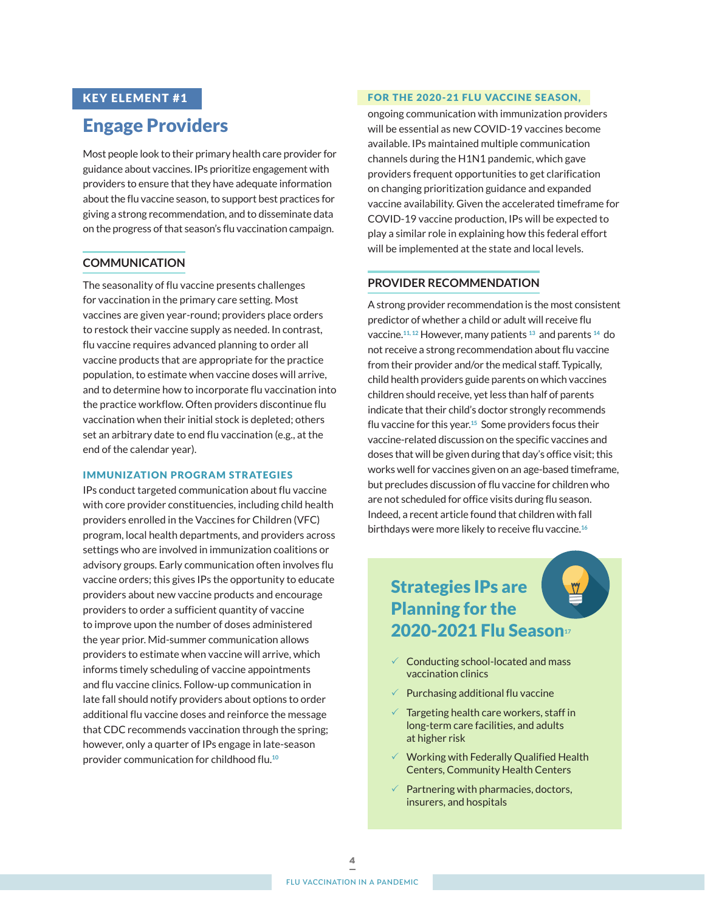KEY ELEMENT #1

## Engage Providers

Most people look to their primary health care provider for guidance about vaccines. IPs prioritize engagement with providers to ensure that they have adequate information about the flu vaccine season, to support best practices for giving a strong recommendation, and to disseminate data on the progress of that season's flu vaccination campaign.

### COMMUNICATION

The seasonality of flu vaccine presents challenges for vaccination in the primary care setting. Most vaccines are given year-round; providers place orders to restock their vaccine supply as needed. In contrast, flu vaccine requires advanced planning to order all vaccine products that are appropriate for the practice population, to estimate when vaccine doses will arrive, and to determine how to incorporate flu vaccination into the practice workflow. Often providers discontinue flu vaccination when their initial stock is depleted; others set an arbitrary date to end flu vaccination (e.g., at the end of the calendar year).

#### IMMUNIZATION PROGRAM STRATEGIES

IPs conduct targeted communication about flu vaccine with core provider constituencies, including child health providers enrolled in the Vaccines for Children (VFC) program, local health departments, and providers across settings who are involved in immunization coalitions or advisory groups. Early communication often involves flu vaccine orders; this gives IPs the opportunity to educate providers about new vaccine products and encourage providers to order a sufficient quantity of vaccine to improve upon the number of doses administered the year prior. Mid-summer communication allows providers to estimate when vaccine will arrive, which informs timely scheduling of vaccine appointments and flu vaccine clinics. Follow-up communication in late fall should notify providers about options to order additional flu vaccine doses and reinforce the message that CDC recommends vaccination through the spring; however, only a quarter of IPs engage in late-season provider communication for childhood flu.[10]

#### FOR THE 2020-21 FLU VACCINE SEASON,

ongoing communication with immunization providers will be essential as new COVID-19 vaccines become available. IPs maintained multiple communication channels during the H1N1 pandemic, which gave providers frequent opportunities to get clarification on changing prioritization guidance and expanded vaccine availability. Given the accelerated timeframe for COVID-19 vaccine production, IPs will be expected to play a similar role in explaining how this federal effort will be implemented at the state and local levels.

### PROVIDER RECOMMENDATION

A strong provider recommendation is the most consistent predictor of whether a child or adult will receive flu vaccine.[11,12] However, many patients [13] and parents [14] do not receive a strong recommendation about flu vaccine from their provider and/or the medical staff. Typically, child health providers guide parents on which vaccines children should receive, yet less than half of parents indicate that their child's doctor strongly recommends flu vaccine for this year.[15] Some providers focus their vaccine-related discussion on the specific vaccines and doses that will be given during that day's office visit; this works well for vaccines given on an age-based timeframe, but precludes discussion of flu vaccine for children who are not scheduled for office visits during flu season. Indeed, a recent article found that children with fall birthdays were more likely to receive flu vaccine.[16]

### Strategies IPs are Planning for the 2020-2021 Flu Season[17]

- ✓ Conducting school-located and mass vaccination clinics
- ✓ Purchasing additional flu vaccine
- ✓ Targeting health care workers, staff in long-term care facilities, and adults at higher risk
- ✓ Working with Federally Qualified Health Centers, Community Health Centers
- ✓ Partnering with pharmacies, doctors, insurers, and hospitals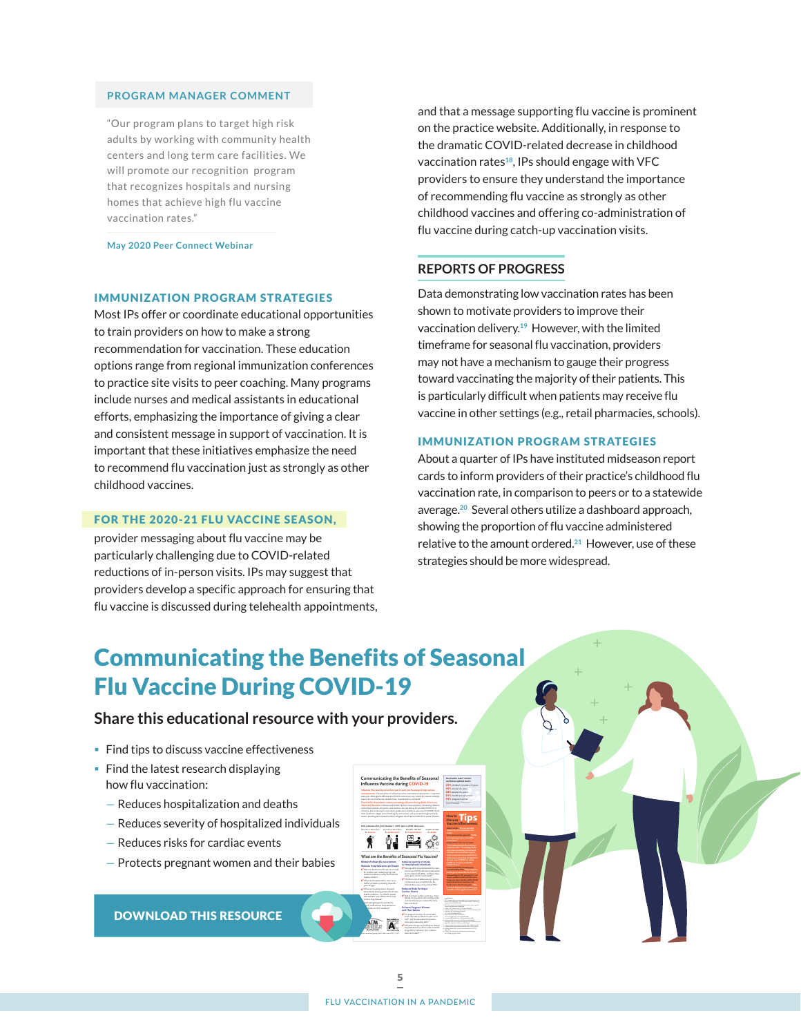### PROGRAM MANAGER COMMENT

"Our program plans to target high risk adults by working with community health centers and long term care facilities. We will promote our recognition program that recognizes hospitals and nursing homes that achieve high flu vaccine vaccination rates."

May 2020 Peer Connect Webinar

### IMMUNIZATION PROGRAM STRATEGIES

Most IPs offer or coordinate educational opportunities to train providers on how to make a strong recommendation for vaccination. These education options range from regional immunization conferences to practice site visits to peer coaching. Many programs include nurses and medical assistants in educational efforts, emphasizing the importance of giving a clear and consistent message in support of vaccination. It is important that these initiatives emphasize the need to recommend flu vaccination just as strongly as other childhood vaccines.

**FOR THE 2020-21 FLU VACCINE SEASON,** provider messaging about flu vaccine may be particularly challenging due to COVID-related reductions of in-person visits. IPs may suggest that providers develop a specific approach for ensuring that flu vaccine is discussed during telehealth appointments, and that a message supporting flu vaccine is prominent on the practice website. Additionally, in response to the dramatic COVID-related decrease in childhood vaccination rates[18], IPs should engage with VFC providers to ensure they understand the importance of recommending flu vaccine as strongly as other childhood vaccines and offering co-administration of flu vaccine during catch-up vaccination visits.

## REPORTS OF PROGRESS

Data demonstrating low vaccination rates has been shown to motivate providers to improve their vaccination delivery.[19] However, with the limited timeframe for seasonal flu vaccination, providers may not have a mechanism to gauge their progress toward vaccinating the majority of their patients. This is particularly difficult when patients may receive flu vaccine in other settings (e.g., retail pharmacies, schools).

### IMMUNIZATION PROGRAM STRATEGIES

About a quarter of IPs have instituted midseason report cards to inform providers of their practice's childhood flu vaccination rate, in comparison to peers or to a statewide average.[20] Several others utilize a dashboard approach, showing the proportion of flu vaccine administered relative to the amount ordered.[21] However, use of these strategies should be more widespread.

# Communicating the Benefits of Seasonal Flu Vaccine During COVID-19

**Share this educational resource with your providers.**

- Find tips to discuss vaccine effectiveness
- Find the latest research displaying how flu vaccination:
  - Reduces hospitalization and deaths
  - Reduces severity of hospitalized individuals
  - Reduces risks for cardiac events
  - Protects pregnant women and their babies

**DOWNLOAD THIS RESOURCE**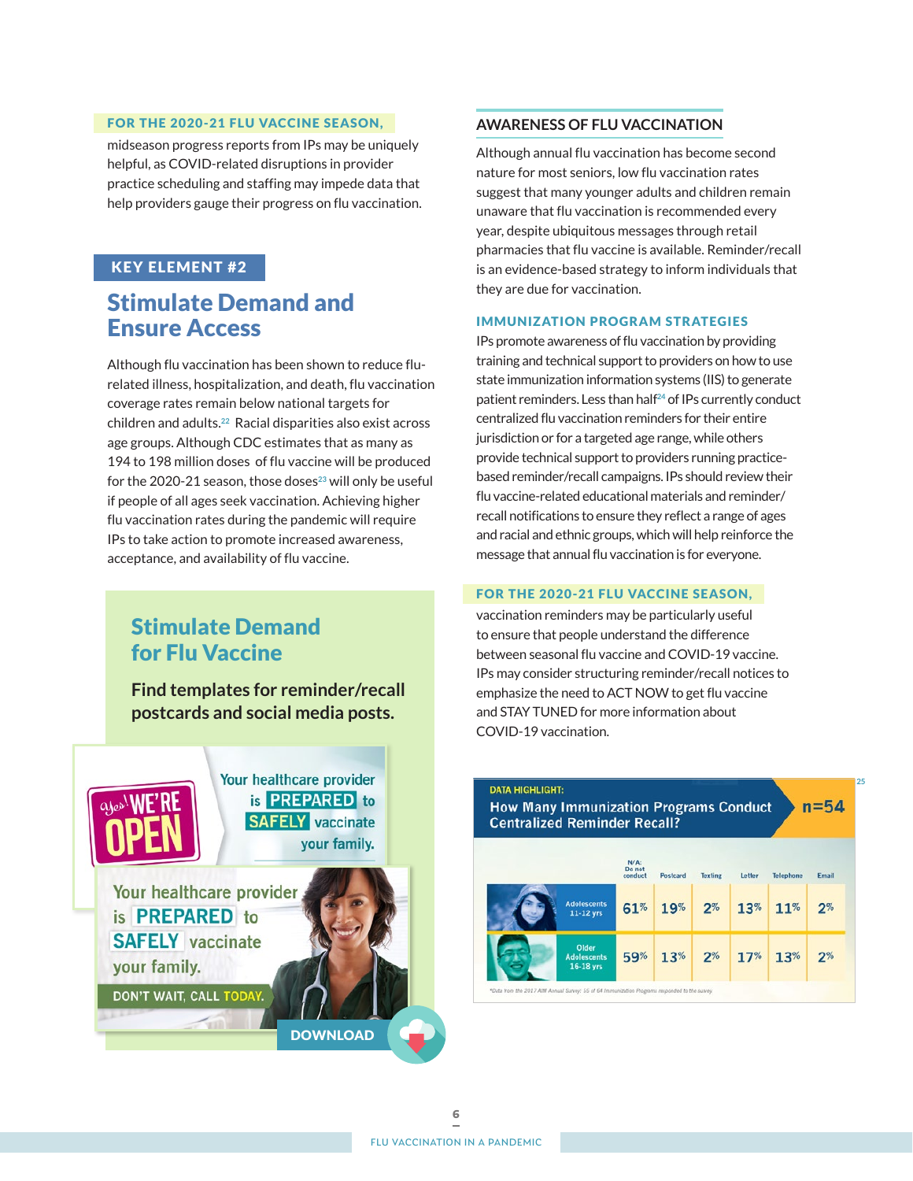**FOR THE 2020-21 FLU VACCINE SEASON,** midseason progress reports from IPs may be uniquely helpful, as COVID-related disruptions in provider practice scheduling and staffing may impede data that help providers gauge their progress on flu vaccination.

KEY ELEMENT #2

## Stimulate Demand and Ensure Access

Although flu vaccination has been shown to reduce flu-related illness, hospitalization, and death, flu vaccination coverage rates remain below national targets for children and adults.[22] Racial disparities also exist across age groups. Although CDC estimates that as many as 194 to 198 million doses of flu vaccine will be produced for the 2020-21 season, those doses[23] will only be useful if people of all ages seek vaccination. Achieving higher flu vaccination rates during the pandemic will require IPs to take action to promote increased awareness, acceptance, and availability of flu vaccine.

### Stimulate Demand for Flu Vaccine

**Find templates for reminder/recall postcards and social media posts.**

Yes! WE'RE OPEN

Your healthcare provider is PREPARED to SAFELY vaccinate your family.

DON'T WAIT, CALL TODAY.

DOWNLOAD

## AWARENESS OF FLU VACCINATION

Although annual flu vaccination has become second nature for most seniors, low flu vaccination rates suggest that many younger adults and children remain unaware that flu vaccination is recommended every year, despite ubiquitous messages through retail pharmacies that flu vaccine is available. Reminder/recall is an evidence-based strategy to inform individuals that they are due for vaccination.

### IMMUNIZATION PROGRAM STRATEGIES

IPs promote awareness of flu vaccination by providing training and technical support to providers on how to use state immunization information systems (IIS) to generate patient reminders. Less than half[24] of IPs currently conduct centralized flu vaccination reminders for their entire jurisdiction or for a targeted age range, while others provide technical support to providers running practice-based reminder/recall campaigns. IPs should review their flu vaccine-related educational materials and reminder/recall notifications to ensure they reflect a range of ages and racial and ethnic groups, which will help reinforce the message that annual flu vaccination is for everyone.

**FOR THE 2020-21 FLU VACCINE SEASON,** vaccination reminders may be particularly useful to ensure that people understand the difference between seasonal flu vaccine and COVID-19 vaccine. IPs may consider structuring reminder/recall notices to emphasize the need to ACT NOW to get flu vaccine and STAY TUNED for more information about COVID-19 vaccination.

DATA HIGHLIGHT:[25]
**How Many Immunization Programs Conduct Centralized Reminder Recall?** n=54

| | N/A: Do not conduct | Postcard | Texting | Letter | Telephone | Email |
|---|---|---|---|---|---|---|
| Adolescents 11-12 yrs | 61% | 19% | 2% | 13% | 11% | 2% |
| Older Adolescents 16-18 yrs | 59% | 13% | 2% | 17% | 13% | 2% |

*Data from the 2017 AIM Annual Survey: 55 of 64 Immunization Programs responded to the survey.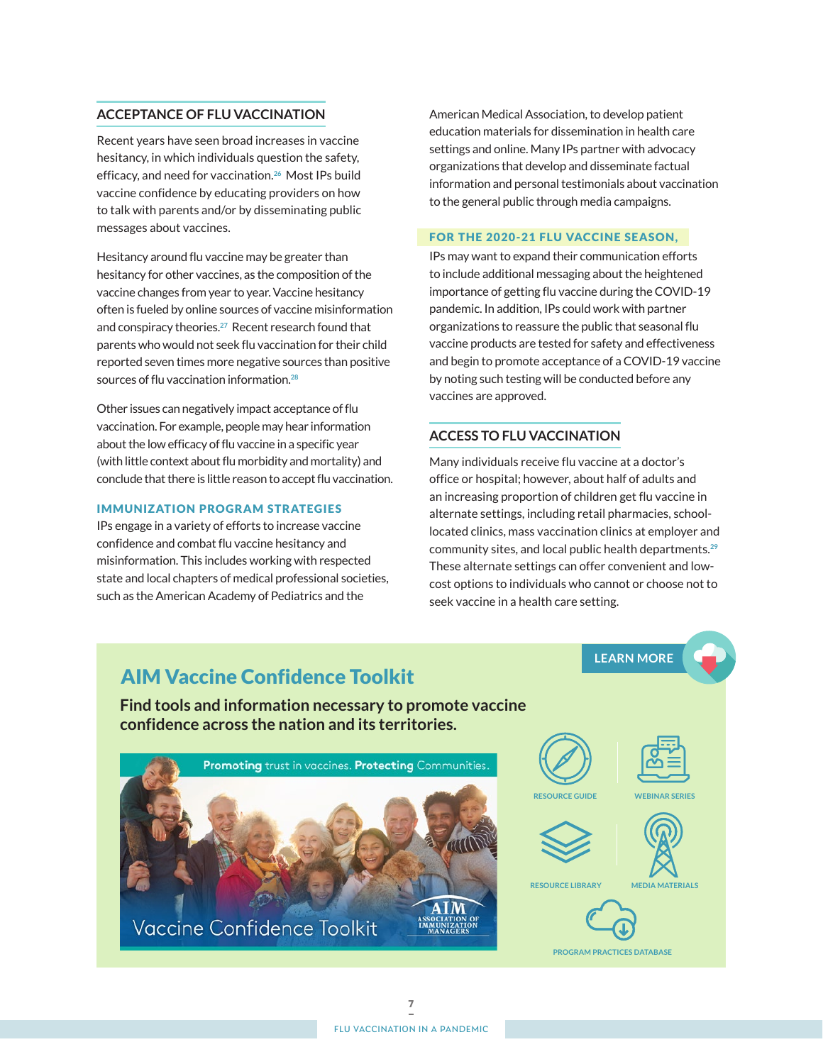## ACCEPTANCE OF FLU VACCINATION

Recent years have seen broad increases in vaccine hesitancy, in which individuals question the safety, efficacy, and need for vaccination.[26] Most IPs build vaccine confidence by educating providers on how to talk with parents and/or by disseminating public messages about vaccines.

Hesitancy around flu vaccine may be greater than hesitancy for other vaccines, as the composition of the vaccine changes from year to year. Vaccine hesitancy often is fueled by online sources of vaccine misinformation and conspiracy theories.[27] Recent research found that parents who would not seek flu vaccination for their child reported seven times more negative sources than positive sources of flu vaccination information.[28]

Other issues can negatively impact acceptance of flu vaccination. For example, people may hear information about the low efficacy of flu vaccine in a specific year (with little context about flu morbidity and mortality) and conclude that there is little reason to accept flu vaccination.

### IMMUNIZATION PROGRAM STRATEGIES

IPs engage in a variety of efforts to increase vaccine confidence and combat flu vaccine hesitancy and misinformation. This includes working with respected state and local chapters of medical professional societies, such as the American Academy of Pediatrics and the American Medical Association, to develop patient education materials for dissemination in health care settings and online. Many IPs partner with advocacy organizations that develop and disseminate factual information and personal testimonials about vaccination to the general public through media campaigns.

### FOR THE 2020-21 FLU VACCINE SEASON,

IPs may want to expand their communication efforts to include additional messaging about the heightened importance of getting flu vaccine during the COVID-19 pandemic. In addition, IPs could work with partner organizations to reassure the public that seasonal flu vaccine products are tested for safety and effectiveness and begin to promote acceptance of a COVID-19 vaccine by noting such testing will be conducted before any vaccines are approved.

## ACCESS TO FLU VACCINATION

Many individuals receive flu vaccine at a doctor's office or hospital; however, about half of adults and an increasing proportion of children get flu vaccine in alternate settings, including retail pharmacies, school-located clinics, mass vaccination clinics at employer and community sites, and local public health departments.[29] These alternate settings can offer convenient and low-cost options to individuals who cannot or choose not to seek vaccine in a health care setting.

## AIM Vaccine Confidence Toolkit

LEARN MORE

**Find tools and information necessary to promote vaccine confidence across the nation and its territories.**

Promoting trust in vaccines. Protecting Communities.

Vaccine Confidence Toolkit

AIM ASSOCIATION OF IMMUNIZATION MANAGERS

- RESOURCE GUIDE
- WEBINAR SERIES
- RESOURCE LIBRARY
- MEDIA MATERIALS
- PROGRAM PRACTICES DATABASE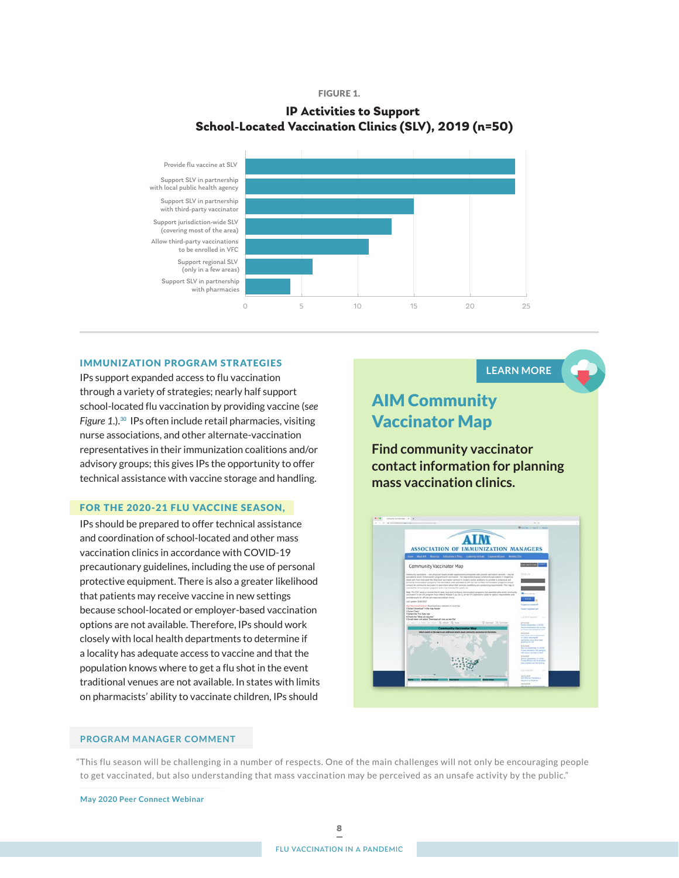FIGURE 1.

**IP Activities to Support School-Located Vaccination Clinics (SLV), 2019 (n=50)**

| Activity | Value (approx.) |
|---|---|
| Provide flu vaccine at SLV | 24 |
| Support SLV in partnership with local public health agency | 24 |
| Support SLV in partnership with third-party vaccinator | 15 |
| Support jurisdiction-wide SLV (covering most of the area) | 13 |
| Allow third-party vaccinations to be enrolled in VFC | 11 |
| Support regional SLV (only in a few areas) | 6 |
| Support SLV in partnership with pharmacies | 4 |

## IMMUNIZATION PROGRAM STRATEGIES

IPs support expanded access to flu vaccination through a variety of strategies; nearly half support school-located flu vaccination by providing vaccine (*see Figure 1.*).[30] IPs often include retail pharmacies, visiting nurse associations, and other alternate-vaccination representatives in their immunization coalitions and/or advisory groups; this gives IPs the opportunity to offer technical assistance with vaccine storage and handling.

## FOR THE 2020-21 FLU VACCINE SEASON,

IPs should be prepared to offer technical assistance and coordination of school-located and other mass vaccination clinics in accordance with COVID-19 precautionary guidelines, including the use of personal protective equipment. There is also a greater likelihood that patients may receive vaccine in new settings because school-located or employer-based vaccination options are not available. Therefore, IPs should work closely with local health departments to determine if a locality has adequate access to vaccine and that the population knows where to get a flu shot in the event traditional venues are not available. In states with limits on pharmacists' ability to vaccinate children, IPs should

LEARN MORE

## AIM Community Vaccinator Map

**Find community vaccinator contact information for planning mass vaccination clinics.**

## PROGRAM MANAGER COMMENT

"This flu season will be challenging in a number of respects. One of the main challenges will not only be encouraging people to get vaccinated, but also understanding that mass vaccination may be perceived as an unsafe activity by the public."

May 2020 Peer Connect Webinar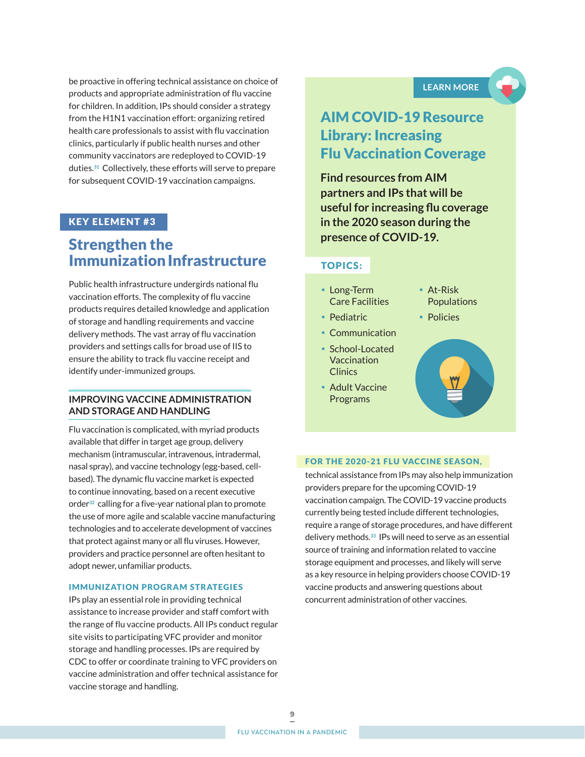be proactive in offering technical assistance on choice of products and appropriate administration of flu vaccine for children. In addition, IPs should consider a strategy from the H1N1 vaccination effort: organizing retired health care professionals to assist with flu vaccination clinics, particularly if public health nurses and other community vaccinators are redeployed to COVID-19 duties.[31] Collectively, these efforts will serve to prepare for subsequent COVID-19 vaccination campaigns.

**KEY ELEMENT #3**

## Strengthen the Immunization Infrastructure

Public health infrastructure undergirds national flu vaccination efforts. The complexity of flu vaccine products requires detailed knowledge and application of storage and handling requirements and vaccine delivery methods. The vast array of flu vaccination providers and settings calls for broad use of IIS to ensure the ability to track flu vaccine receipt and identify under-immunized groups.

### IMPROVING VACCINE ADMINISTRATION AND STORAGE AND HANDLING

Flu vaccination is complicated, with myriad products available that differ in target age group, delivery mechanism (intramuscular, intravenous, intradermal, nasal spray), and vaccine technology (egg-based, cell-based). The dynamic flu vaccine market is expected to continue innovating, based on a recent executive order[32] calling for a five-year national plan to promote the use of more agile and scalable vaccine manufacturing technologies and to accelerate development of vaccines that protect against many or all flu viruses. However, providers and practice personnel are often hesitant to adopt newer, unfamiliar products.

#### IMMUNIZATION PROGRAM STRATEGIES

IPs play an essential role in providing technical assistance to increase provider and staff comfort with the range of flu vaccine products. All IPs conduct regular site visits to participating VFC provider and monitor storage and handling processes. IPs are required by CDC to offer or coordinate training to VFC providers on vaccine administration and offer technical assistance for vaccine storage and handling.

**LEARN MORE**

### AIM COVID-19 Resource Library: Increasing Flu Vaccination Coverage

**Find resources from AIM partners and IPs that will be useful for increasing flu coverage in the 2020 season during the presence of COVID-19.**

**TOPICS:**

- Long-Term Care Facilities
- Pediatric
- Communication
- School-Located Vaccination Clinics
- Adult Vaccine Programs
- At-Risk Populations
- Policies

**FOR THE 2020-21 FLU VACCINE SEASON,** technical assistance from IPs may also help immunization providers prepare for the upcoming COVID-19 vaccination campaign. The COVID-19 vaccine products currently being tested include different technologies, require a range of storage procedures, and have different delivery methods.[33] IPs will need to serve as an essential source of training and information related to vaccine storage equipment and processes, and likely will serve as a key resource in helping providers choose COVID-19 vaccine products and answering questions about concurrent administration of other vaccines.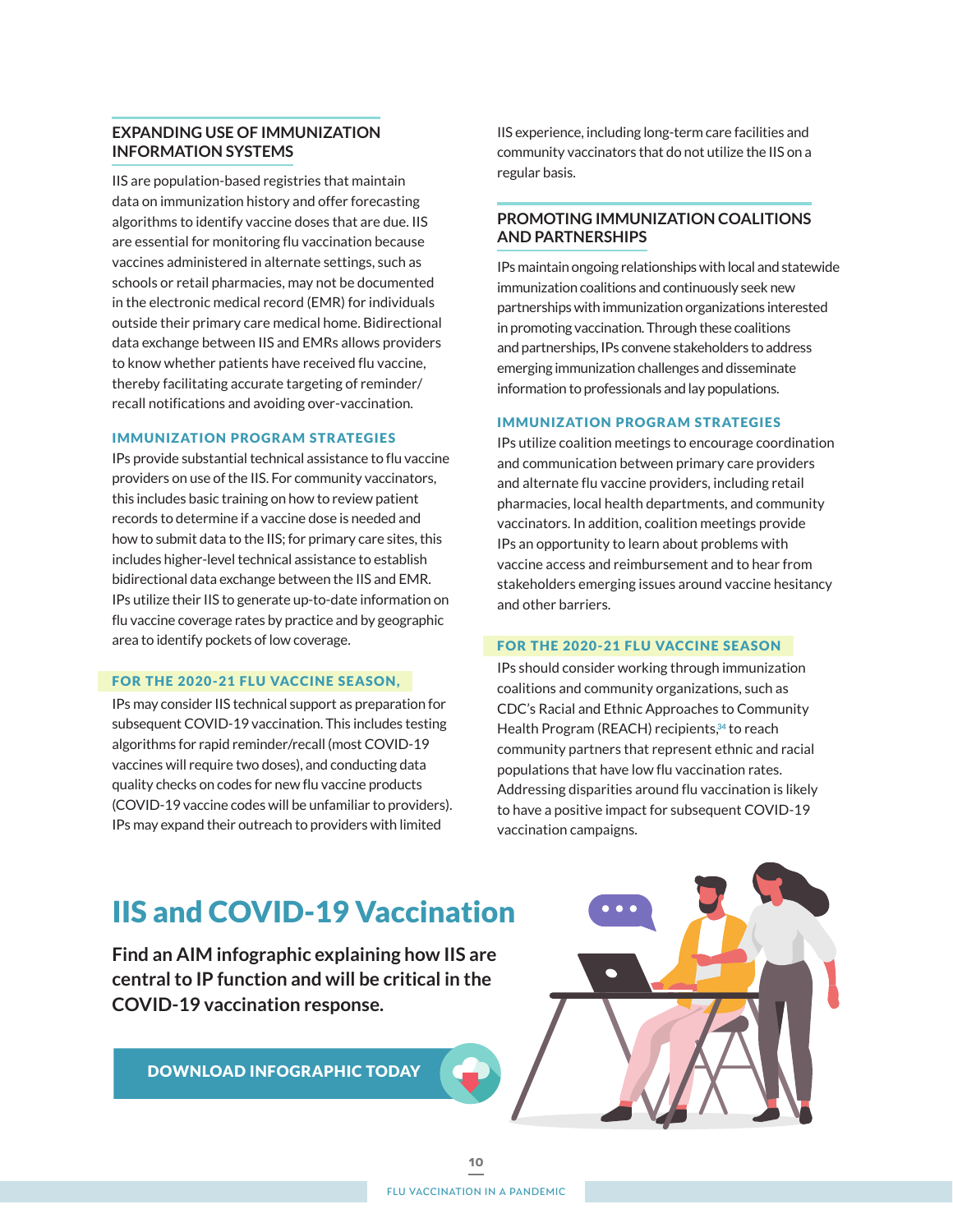## EXPANDING USE OF IMMUNIZATION INFORMATION SYSTEMS

IIS are population-based registries that maintain data on immunization history and offer forecasting algorithms to identify vaccine doses that are due. IIS are essential for monitoring flu vaccination because vaccines administered in alternate settings, such as schools or retail pharmacies, may not be documented in the electronic medical record (EMR) for individuals outside their primary care medical home. Bidirectional data exchange between IIS and EMRs allows providers to know whether patients have received flu vaccine, thereby facilitating accurate targeting of reminder/recall notifications and avoiding over-vaccination.

### IMMUNIZATION PROGRAM STRATEGIES

IPs provide substantial technical assistance to flu vaccine providers on use of the IIS. For community vaccinators, this includes basic training on how to review patient records to determine if a vaccine dose is needed and how to submit data to the IIS; for primary care sites, this includes higher-level technical assistance to establish bidirectional data exchange between the IIS and EMR. IPs utilize their IIS to generate up-to-date information on flu vaccine coverage rates by practice and by geographic area to identify pockets of low coverage.

### FOR THE 2020-21 FLU VACCINE SEASON,

IPs may consider IIS technical support as preparation for subsequent COVID-19 vaccination. This includes testing algorithms for rapid reminder/recall (most COVID-19 vaccines will require two doses), and conducting data quality checks on codes for new flu vaccine products (COVID-19 vaccine codes will be unfamiliar to providers). IPs may expand their outreach to providers with limited IIS experience, including long-term care facilities and community vaccinators that do not utilize the IIS on a regular basis.

## PROMOTING IMMUNIZATION COALITIONS AND PARTNERSHIPS

IPs maintain ongoing relationships with local and statewide immunization coalitions and continuously seek new partnerships with immunization organizations interested in promoting vaccination. Through these coalitions and partnerships, IPs convene stakeholders to address emerging immunization challenges and disseminate information to professionals and lay populations.

### IMMUNIZATION PROGRAM STRATEGIES

IPs utilize coalition meetings to encourage coordination and communication between primary care providers and alternate flu vaccine providers, including retail pharmacies, local health departments, and community vaccinators. In addition, coalition meetings provide IPs an opportunity to learn about problems with vaccine access and reimbursement and to hear from stakeholders emerging issues around vaccine hesitancy and other barriers.

### FOR THE 2020-21 FLU VACCINE SEASON

IPs should consider working through immunization coalitions and community organizations, such as CDC's Racial and Ethnic Approaches to Community Health Program (REACH) recipients,[34] to reach community partners that represent ethnic and racial populations that have low flu vaccination rates. Addressing disparities around flu vaccination is likely to have a positive impact for subsequent COVID-19 vaccination campaigns.

## IIS and COVID-19 Vaccination

**Find an AIM infographic explaining how IIS are central to IP function and will be critical in the COVID-19 vaccination response.**

**DOWNLOAD INFOGRAPHIC TODAY**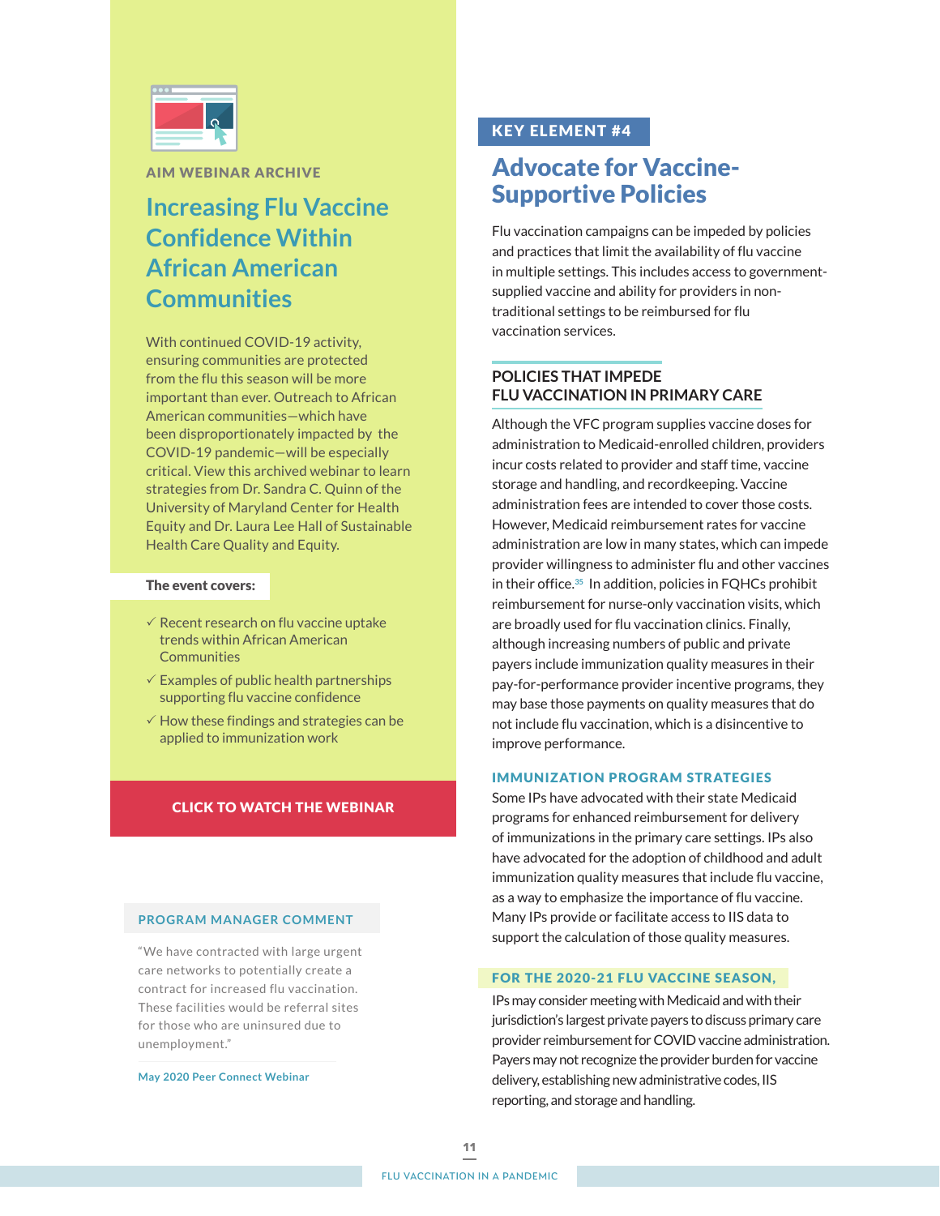AIM WEBINAR ARCHIVE

## Increasing Flu Vaccine Confidence Within African American Communities

With continued COVID-19 activity, ensuring communities are protected from the flu this season will be more important than ever. Outreach to African American communities—which have been disproportionately impacted by the COVID-19 pandemic—will be especially critical. View this archived webinar to learn strategies from Dr. Sandra C. Quinn of the University of Maryland Center for Health Equity and Dr. Laura Lee Hall of Sustainable Health Care Quality and Equity.

**The event covers:**

- ✓ Recent research on flu vaccine uptake trends within African American Communities
- ✓ Examples of public health partnerships supporting flu vaccine confidence
- ✓ How these findings and strategies can be applied to immunization work

**CLICK TO WATCH THE WEBINAR**

### PROGRAM MANAGER COMMENT

"We have contracted with large urgent care networks to potentially create a contract for increased flu vaccination. These facilities would be referral sites for those who are uninsured due to unemployment."

May 2020 Peer Connect Webinar

KEY ELEMENT #4

# Advocate for Vaccine-Supportive Policies

Flu vaccination campaigns can be impeded by policies and practices that limit the availability of flu vaccine in multiple settings. This includes access to government-supplied vaccine and ability for providers in non-traditional settings to be reimbursed for flu vaccination services.

### POLICIES THAT IMPEDE FLU VACCINATION IN PRIMARY CARE

Although the VFC program supplies vaccine doses for administration to Medicaid-enrolled children, providers incur costs related to provider and staff time, vaccine storage and handling, and recordkeeping. Vaccine administration fees are intended to cover those costs. However, Medicaid reimbursement rates for vaccine administration are low in many states, which can impede provider willingness to administer flu and other vaccines in their office.[35] In addition, policies in FQHCs prohibit reimbursement for nurse-only vaccination visits, which are broadly used for flu vaccination clinics. Finally, although increasing numbers of public and private payers include immunization quality measures in their pay-for-performance provider incentive programs, they may base those payments on quality measures that do not include flu vaccination, which is a disincentive to improve performance.

#### IMMUNIZATION PROGRAM STRATEGIES

Some IPs have advocated with their state Medicaid programs for enhanced reimbursement for delivery of immunizations in the primary care settings. IPs also have advocated for the adoption of childhood and adult immunization quality measures that include flu vaccine, as a way to emphasize the importance of flu vaccine. Many IPs provide or facilitate access to IIS data to support the calculation of those quality measures.

#### FOR THE 2020-21 FLU VACCINE SEASON,

IPs may consider meeting with Medicaid and with their jurisdiction's largest private payers to discuss primary care provider reimbursement for COVID vaccine administration. Payers may not recognize the provider burden for vaccine delivery, establishing new administrative codes, IIS reporting, and storage and handling.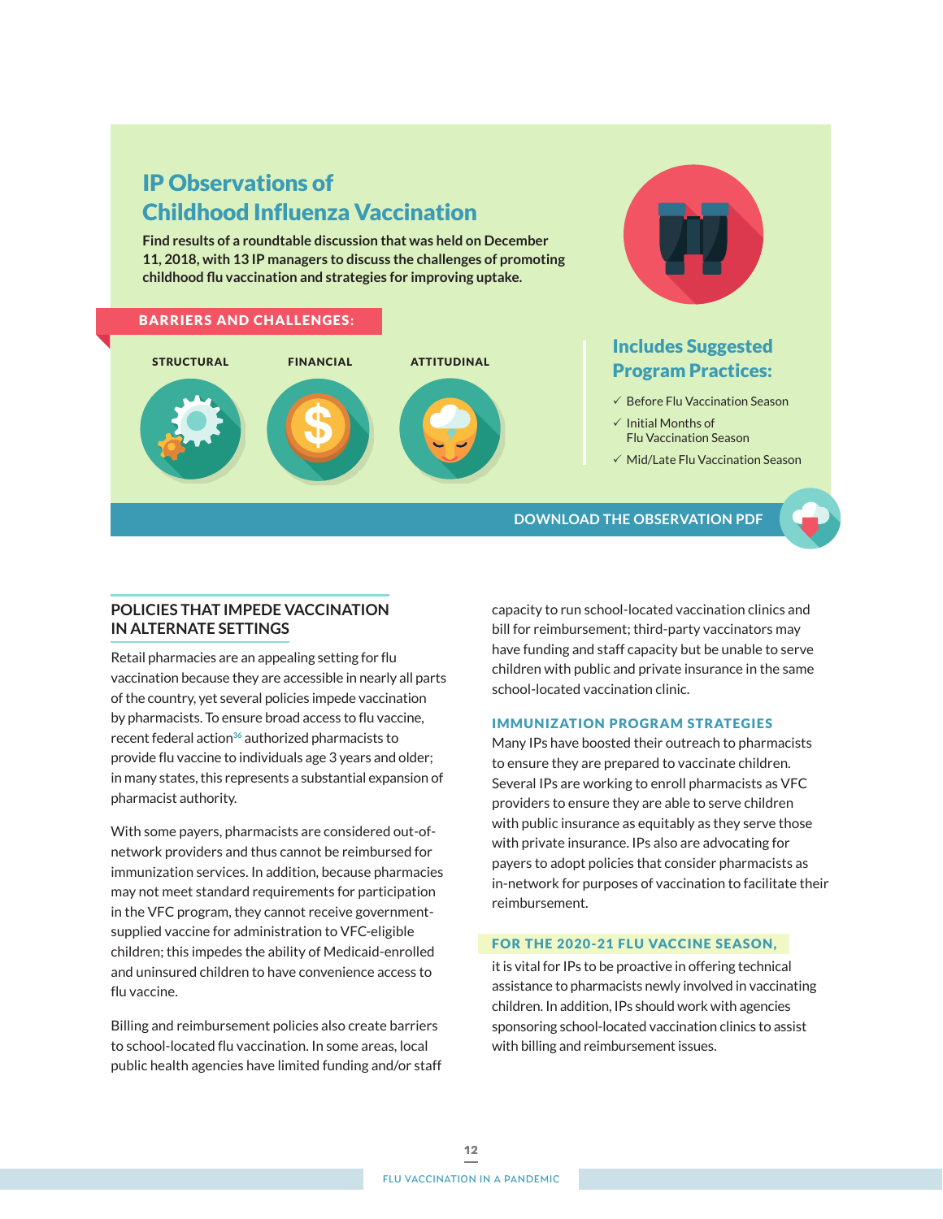## IP Observations of Childhood Influenza Vaccination

**Find results of a roundtable discussion that was held on December 11, 2018, with 13 IP managers to discuss the challenges of promoting childhood flu vaccination and strategies for improving uptake.**

**BARRIERS AND CHALLENGES:**

STRUCTURAL

FINANCIAL

ATTITUDINAL

**Includes Suggested Program Practices:**

- ✓ Before Flu Vaccination Season
- ✓ Initial Months of Flu Vaccination Season
- ✓ Mid/Late Flu Vaccination Season

DOWNLOAD THE OBSERVATION PDF

## POLICIES THAT IMPEDE VACCINATION IN ALTERNATE SETTINGS

Retail pharmacies are an appealing setting for flu vaccination because they are accessible in nearly all parts of the country, yet several policies impede vaccination by pharmacists. To ensure broad access to flu vaccine, recent federal action[36] authorized pharmacists to provide flu vaccine to individuals age 3 years and older; in many states, this represents a substantial expansion of pharmacist authority.

With some payers, pharmacists are considered out-of-network providers and thus cannot be reimbursed for immunization services. In addition, because pharmacies may not meet standard requirements for participation in the VFC program, they cannot receive government-supplied vaccine for administration to VFC-eligible children; this impedes the ability of Medicaid-enrolled and uninsured children to have convenience access to flu vaccine.

Billing and reimbursement policies also create barriers to school-located flu vaccination. In some areas, local public health agencies have limited funding and/or staff capacity to run school-located vaccination clinics and bill for reimbursement; third-party vaccinators may have funding and staff capacity but be unable to serve children with public and private insurance in the same school-located vaccination clinic.

### IMMUNIZATION PROGRAM STRATEGIES

Many IPs have boosted their outreach to pharmacists to ensure they are prepared to vaccinate children. Several IPs are working to enroll pharmacists as VFC providers to ensure they are able to serve children with public insurance as equitably as they serve those with private insurance. IPs also are advocating for payers to adopt policies that consider pharmacists as in-network for purposes of vaccination to facilitate their reimbursement.

### FOR THE 2020-21 FLU VACCINE SEASON,

it is vital for IPs to be proactive in offering technical assistance to pharmacists newly involved in vaccinating children. In addition, IPs should work with agencies sponsoring school-located vaccination clinics to assist with billing and reimbursement issues.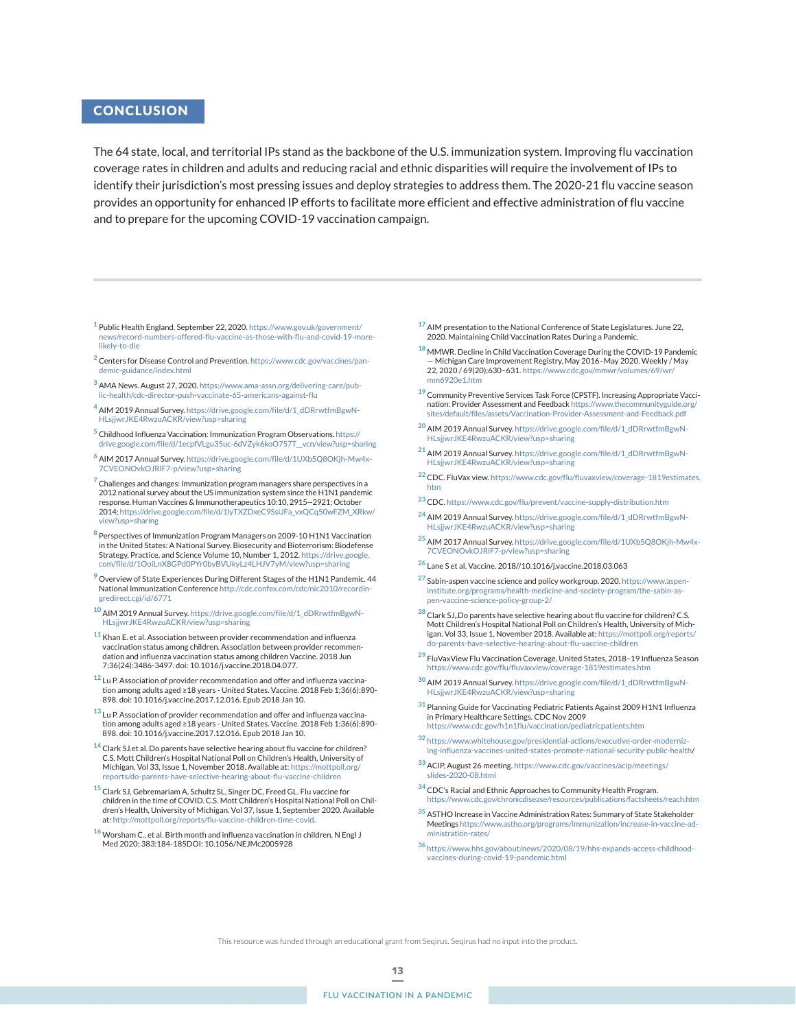## CONCLUSION

The 64 state, local, and territorial IPs stand as the backbone of the U.S. immunization system. Improving flu vaccination coverage rates in children and adults and reducing racial and ethnic disparities will require the involvement of IPs to identify their jurisdiction's most pressing issues and deploy strategies to address them. The 2020-21 flu vaccine season provides an opportunity for enhanced IP efforts to facilitate more efficient and effective administration of flu vaccine and to prepare for the upcoming COVID-19 vaccination campaign.

---

[1] Public Health England. September 22, 2020. https://www.gov.uk/government/news/record-numbers-offered-flu-vaccine-as-those-with-flu-and-covid-19-more-likely-to-die

[2] Centers for Disease Control and Prevention. https://www.cdc.gov/vaccines/pandemic-guidance/index.html

[3] AMA News. August 27, 2020. https://www.ama-assn.org/delivering-care/public-health/cdc-director-push-vaccinate-65-americans-against-flu

[4] AIM 2019 Annual Survey. https://drive.google.com/file/d/1_dDRrwtfmBgwN-HLsjjwrJKE4RwzuACKR/view?usp=sharing

[5] Childhood Influenza Vaccination: Immunization Program Observations. https://drive.google.com/file/d/1ecpfVLgu35uc-6dVZyk6koO757T__vcn/view?usp=sharing

[6] AIM 2017 Annual Survey. https://drive.google.com/file/d/1UXb5Q8OKjh-Mw4x-7CVEONOvkOJRIF7-p/view?usp=sharing

[7] Challenges and changes: Immunization program managers share perspectives in a 2012 national survey about the US immunization system since the H1N1 pandemic response. Human Vaccines & Immunotherapeutics 10:10, 2915--2921; October 2014; https://drive.google.com/file/d/1lyTXZDxeC9SsUFa_vxQCq50wFZM_XRkw/view?usp=sharing

[8] Perspectives of Immunization Program Managers on 2009-10 H1N1 Vaccination in the United States: A National Survey. Biosecurity and Bioterrorism: Biodefense Strategy, Practice, and Science Volume 10, Number 1, 2012. https://drive.google.com/file/d/1OoiLnX8GPd0PYr0bvBVUkyLz4LHJV7yM/view?usp=sharing

[9] Overview of State Experiences During Different Stages of the H1N1 Pandemic. 44 National Immunization Conference http://cdc.confex.com/cdc/nic2010/recordingredirect.cgi/id/6771

[10] AIM 2019 Annual Survey. https://drive.google.com/file/d/1_dDRrwtfmBgwN-HLsjjwrJKE4RwzuACKR/view?usp=sharing

[11] Khan E. et al. Association between provider recommendation and influenza vaccination status among children. Association between provider recommendation and influenza vaccination status among children Vaccine. 2018 Jun 7;36(24):3486-3497. doi: 10.1016/j.vaccine.2018.04.077.

[12] Lu P. Association of provider recommendation and offer and influenza vaccination among adults aged ≥18 years - United States. Vaccine. 2018 Feb 1;36(6):890-898. doi: 10.1016/j.vaccine.2017.12.016. Epub 2018 Jan 10.

[13] Lu P. Association of provider recommendation and offer and influenza vaccination among adults aged ≥18 years - United States. Vaccine. 2018 Feb 1;36(6):890-898. doi: 10.1016/j.vaccine.2017.12.016. Epub 2018 Jan 10.

[14] Clark SJ.et al. Do parents have selective hearing about flu vaccine for children? C.S. Mott Children's Hospital National Poll on Children's Health, University of Michigan. Vol 33, Issue 1, November 2018. Available at: https://mottpoll.org/reports/do-parents-have-selective-hearing-about-flu-vaccine-children

[15] Clark SJ, Gebremariam A, Schultz SL, Singer DC, Freed GL. Flu vaccine for children in the time of COVID. C.S. Mott Children's Hospital National Poll on Children's Health, University of Michigan. Vol 37, Issue 1, September 2020. Available at: http://mottpoll.org/reports/flu-vaccine-children-time-covid.

[16] Worsham C., et al. Birth month and influenza vaccination in children. N Engl J Med 2020; 383:184-185DOI: 10.1056/NEJMc2005928

[17] AIM presentation to the National Conference of State Legislatures. June 22, 2020. Maintaining Child Vaccination Rates During a Pandemic.

[18] MMWR. Decline in Child Vaccination Coverage During the COVID-19 Pandemic — Michigan Care Improvement Registry, May 2016–May 2020. Weekly / May 22, 2020 / 69(20);630–631. https://www.cdc.gov/mmwr/volumes/69/wr/mm6920e1.htm

[19] Community Preventive Services Task Force (CPSTF). Increasing Appropriate Vaccination: Provider Assessment and Feedback https://www.thecommunityguide.org/sites/default/files/assets/Vaccination-Provider-Assessment-and-Feedback.pdf

[20] AIM 2019 Annual Survey. https://drive.google.com/file/d/1_dDRrwtfmBgwN-HLsjjwrJKE4RwzuACKR/view?usp=sharing

[21] AIM 2019 Annual Survey. https://drive.google.com/file/d/1_dDRrwtfmBgwN-HLsjjwrJKE4RwzuACKR/view?usp=sharing

[22] CDC. FluVax view. https://www.cdc.gov/flu/fluvaxview/coverage-1819estimates.htm

[23] CDC. https://www.cdc.gov/flu/prevent/vaccine-supply-distribution.htm

[24] AIM 2019 Annual Survey. https://drive.google.com/file/d/1_dDRrwtfmBgwN-HLsjjwrJKE4RwzuACKR/view?usp=sharing

[25] AIM 2017 Annual Survey. https://drive.google.com/file/d/1UXb5Q8OKjh-Mw4x-7CVEONOvkOJRIF7-p/view?usp=sharing

[26] Lane S et al. Vaccine. 2018//10.1016/j.vaccine.2018.03.063

[27] Sabin-aspen vaccine science and policy workgroup. 2020. https://www.aspeninstitute.org/programs/health-medicine-and-society-program/the-sabin-aspen-vaccine-science-policy-group-2/

[28] Clark SJ,.Do parents have selective hearing about flu vaccine for children? C.S. Mott Children's Hospital National Poll on Children's Health, University of Michigan. Vol 33, Issue 1, November 2018. Available at: https://mottpoll.org/reports/do-parents-have-selective-hearing-about-flu-vaccine-children

[29] FluVaxView Flu Vaccination Coverage, United States, 2018–19 Influenza Season https://www.cdc.gov/flu/fluvaxview/coverage-1819estimates.htm

[30] AIM 2019 Annual Survey. https://drive.google.com/file/d/1_dDRrwtfmBgwN-HLsjjwrJKE4RwzuACKR/view?usp=sharing

[31] Planning Guide for Vaccinating Pediatric Patients Against 2009 H1N1 Influenza in Primary Healthcare Settings. CDC Nov 2009 https://www.cdc.gov/h1n1flu/vaccination/pediatricpatients.htm

[32] https://www.whitehouse.gov/presidential-actions/executive-order-modernizing-influenza-vaccines-united-states-promote-national-security-public-health/

[33] ACIP, August 26 meeting. https://www.cdc.gov/vaccines/acip/meetings/slides-2020-08.html

[34] CDC's Racial and Ethnic Approaches to Community Health Program. https://www.cdc.gov/chronicdisease/resources/publications/factsheets/reach.htm

[35] ASTHO Increase in Vaccine Administration Rates: Summary of State Stakeholder Meetings https://www.astho.org/programs/immunization/increase-in-vaccine-administration-rates/

[36] https://www.hhs.gov/about/news/2020/08/19/hhs-expands-access-childhood-vaccines-during-covid-19-pandemic.html

This resource was funded through an educational grant from Seqirus. Seqirus had no input into the product.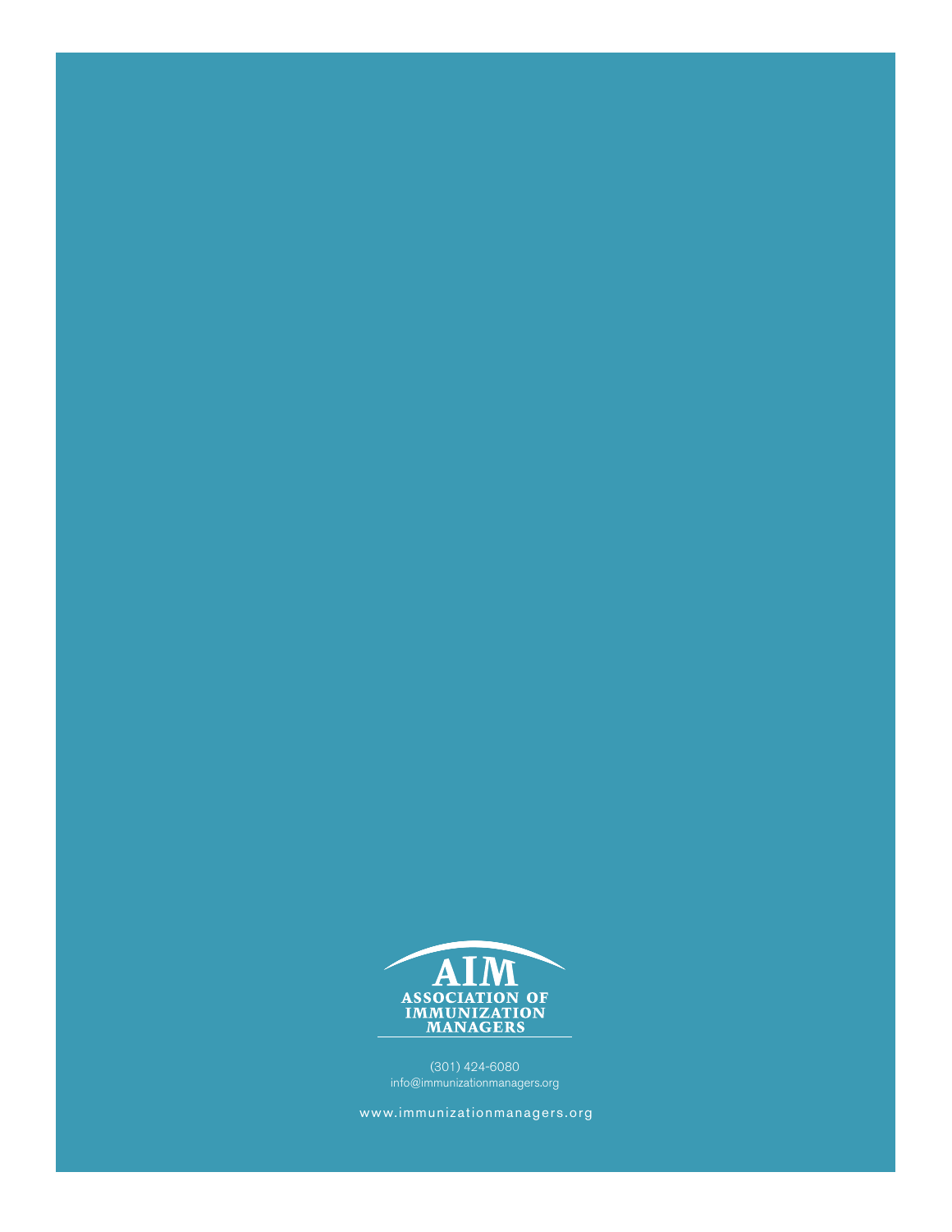AIM

ASSOCIATION OF IMMUNIZATION MANAGERS

(301) 424-6080
info@immunizationmanagers.org

www.immunizationmanagers.org